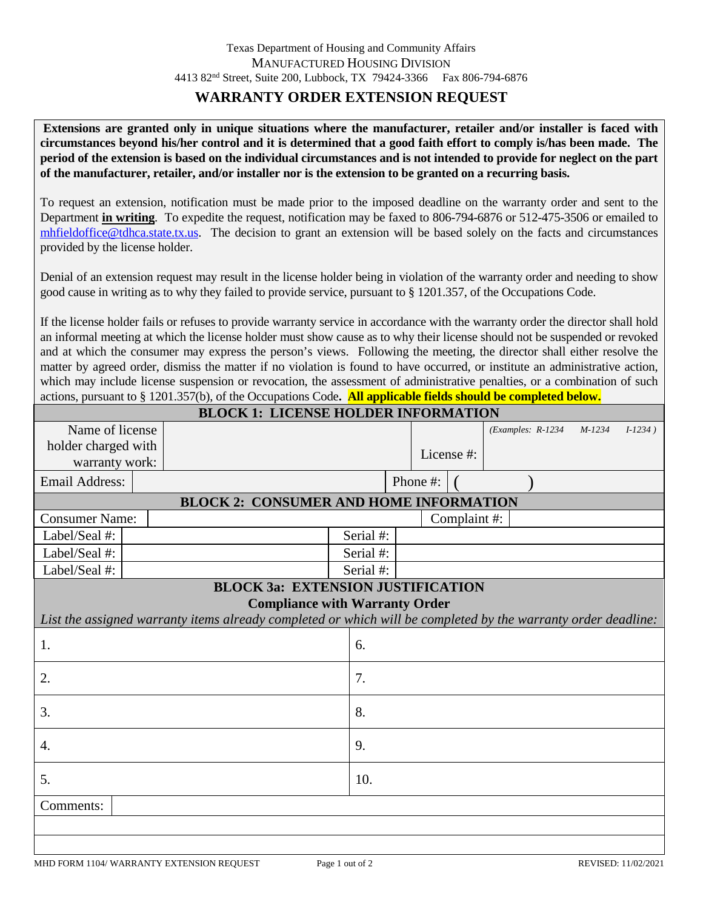Texas Department of Housing and Community Affairs
MANUFACTURED HOUSING DIVISION
4413 82nd Street, Suite 200, Lubbock, TX 79424-3366 Fax 806-794-6876

# WARRANTY ORDER EXTENSION REQUEST

**Extensions are granted only in unique situations where the manufacturer, retailer and/or installer is faced with circumstances beyond his/her control and it is determined that a good faith effort to comply is/has been made. The period of the extension is based on the individual circumstances and is not intended to provide for neglect on the part of the manufacturer, retailer, and/or installer nor is the extension to be granted on a recurring basis.**

To request an extension, notification must be made prior to the imposed deadline on the warranty order and sent to the Department **in writing**. To expedite the request, notification may be faxed to 806-794-6876 or 512-475-3506 or emailed to mhfieldoffice@tdhca.state.tx.us. The decision to grant an extension will be based solely on the facts and circumstances provided by the license holder.

Denial of an extension request may result in the license holder being in violation of the warranty order and needing to show good cause in writing as to why they failed to provide service, pursuant to § 1201.357, of the Occupations Code.

If the license holder fails or refuses to provide warranty service in accordance with the warranty order the director shall hold an informal meeting at which the license holder must show cause as to why their license should not be suspended or revoked and at which the consumer may express the person's views. Following the meeting, the director shall either resolve the matter by agreed order, dismiss the matter if no violation is found to have occurred, or institute an administrative action, which may include license suspension or revocation, the assessment of administrative penalties, or a combination of such actions, pursuant to § 1201.357(b), of the Occupations Code. **All applicable fields should be completed below.**

## BLOCK 1: LICENSE HOLDER INFORMATION

| Name of license holder charged with warranty work: | | License #: | *(Examples: R-1234 M-1234 I-1234 )* |
|---|---|---|---|
| Email Address: | | Phone #: | ( ) |

## BLOCK 2: CONSUMER AND HOME INFORMATION

| Consumer Name: | | Complaint #: | |
|---|---|---|---|
| Label/Seal #: | | Serial #: | |
| Label/Seal #: | | Serial #: | |
| Label/Seal #: | | Serial #: | |

## BLOCK 3a: EXTENSION JUSTIFICATION

### Compliance with Warranty Order

*List the assigned warranty items already completed or which will be completed by the warranty order deadline:*

| | |
|---|---|
| 1. | 6. |
| 2. | 7. |
| 3. | 8. |
| 4. | 9. |
| 5. | 10. |

Comments:

MHD FORM 1104/ WARRANTY EXTENSION REQUEST REVISED: 11/02/2021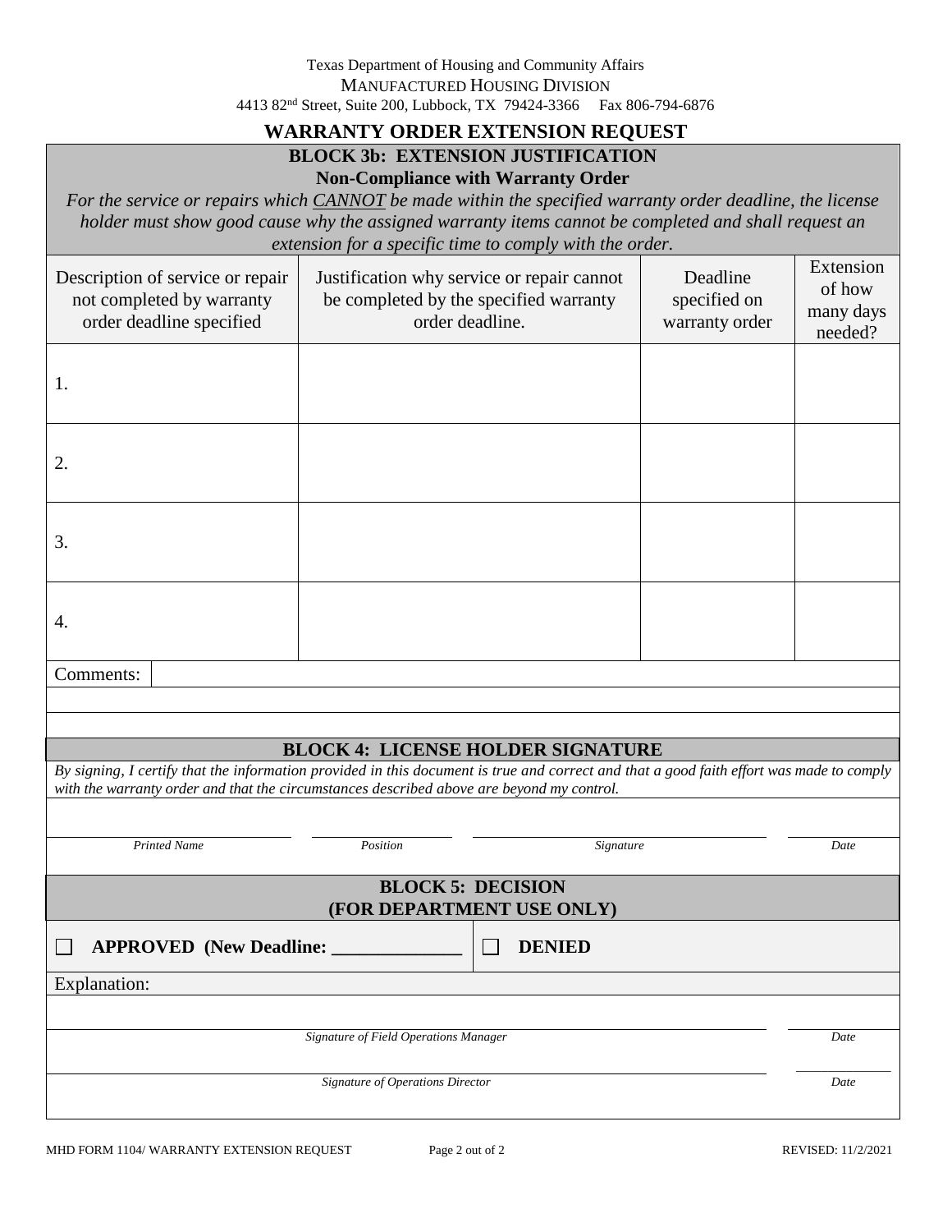Texas Department of Housing and Community Affairs
MANUFACTURED HOUSING DIVISION
4413 82nd Street, Suite 200, Lubbock, TX 79424-3366 Fax 806-794-6876

# WARRANTY ORDER EXTENSION REQUEST

## BLOCK 3b: EXTENSION JUSTIFICATION

**Non-Compliance with Warranty Order**

*For the service or repairs which CANNOT be made within the specified warranty order deadline, the license holder must show good cause why the assigned warranty items cannot be completed and shall request an extension for a specific time to comply with the order.*

| Description of service or repair not completed by warranty order deadline specified | Justification why service or repair cannot be completed by the specified warranty order deadline. | Deadline specified on warranty order | Extension of how many days needed? |
|---|---|---|---|
| 1. | | | |
| 2. | | | |
| 3. | | | |
| 4. | | | |

Comments:

## BLOCK 4: LICENSE HOLDER SIGNATURE

*By signing, I certify that the information provided in this document is true and correct and that a good faith effort was made to comply with the warranty order and that the circumstances described above are beyond my control.*

| | | | |
|---|---|---|---|
| *Printed Name* | *Position* | *Signature* | *Date* |

## BLOCK 5: DECISION (FOR DEPARTMENT USE ONLY)

☐ **APPROVED (New Deadline: ______________** ☐ **DENIED**

Explanation:

| | |
|---|---|
| *Signature of Field Operations Manager* | *Date* |
| *Signature of Operations Director* | *Date* |

MHD FORM 1104/ WARRANTY EXTENSION REQUEST REVISED: 11/2/2021